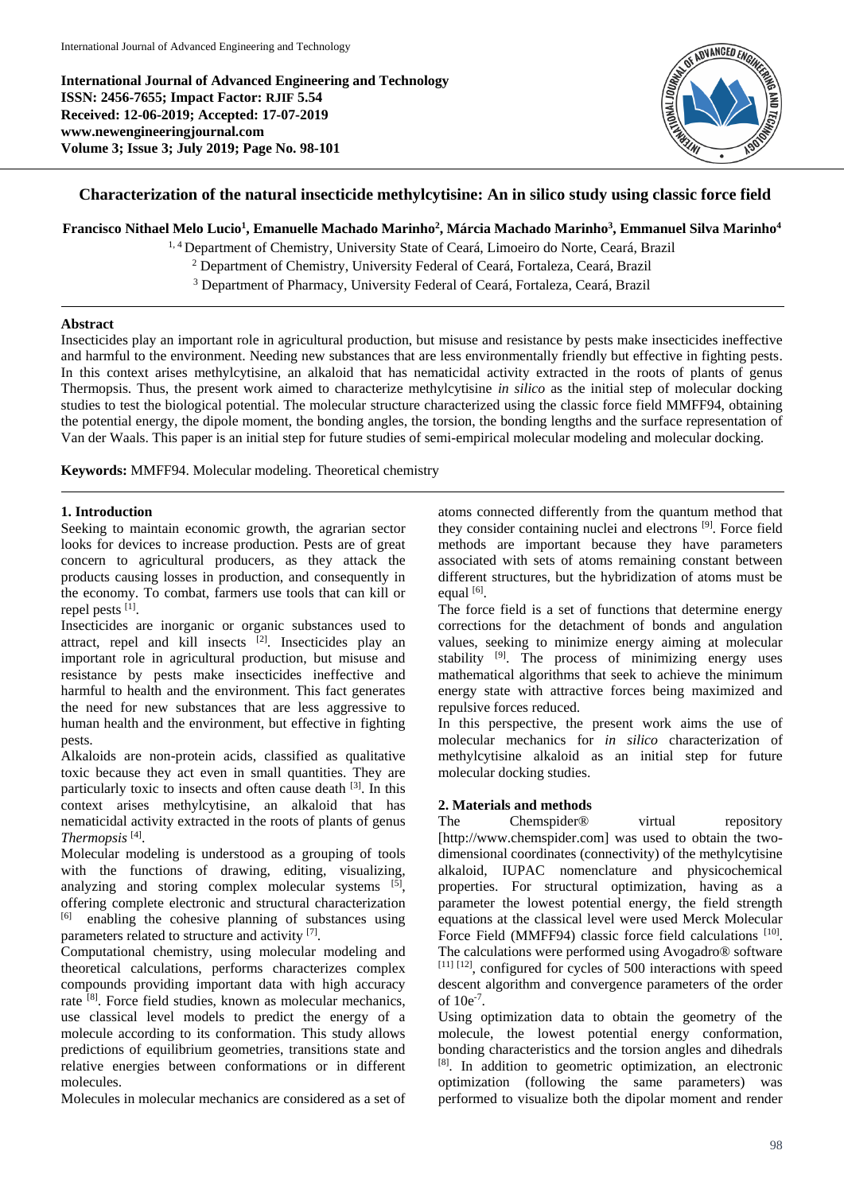**International Journal of Advanced Engineering and Technology**
**ISSN: 2456-7655; Impact Factor: RJIF 5.54**
**Received: 12-06-2019; Accepted: 17-07-2019**
**www.newengineeringjournal.com**
**Volume 3; Issue 3; July 2019; Page No. 98-101**

# Characterization of the natural insecticide methylcytisine: An in silico study using classic force field

**Francisco Nithael Melo Lucio[1], Emanuelle Machado Marinho[2], Márcia Machado Marinho[3], Emmanuel Silva Marinho[4]**

[1, 4] Department of Chemistry, University State of Ceará, Limoeiro do Norte, Ceará, Brazil
[2] Department of Chemistry, University Federal of Ceará, Fortaleza, Ceará, Brazil
[3] Department of Pharmacy, University Federal of Ceará, Fortaleza, Ceará, Brazil

## Abstract

Insecticides play an important role in agricultural production, but misuse and resistance by pests make insecticides ineffective and harmful to the environment. Needing new substances that are less environmentally friendly but effective in fighting pests. In this context arises methylcytisine, an alkaloid that has nematicidal activity extracted in the roots of plants of genus Thermopsis. Thus, the present work aimed to characterize methylcytisine *in silico* as the initial step of molecular docking studies to test the biological potential. The molecular structure characterized using the classic force field MMFF94, obtaining the potential energy, the dipole moment, the bonding angles, the torsion, the bonding lengths and the surface representation of Van der Waals. This paper is an initial step for future studies of semi-empirical molecular modeling and molecular docking.

**Keywords:** MMFF94. Molecular modeling. Theoretical chemistry

## 1. Introduction

Seeking to maintain economic growth, the agrarian sector looks for devices to increase production. Pests are of great concern to agricultural producers, as they attack the products causing losses in production, and consequently in the economy. To combat, farmers use tools that can kill or repel pests [1].

Insecticides are inorganic or organic substances used to attract, repel and kill insects [2]. Insecticides play an important role in agricultural production, but misuse and resistance by pests make insecticides ineffective and harmful to health and the environment. This fact generates the need for new substances that are less aggressive to human health and the environment, but effective in fighting pests.

Alkaloids are non-protein acids, classified as qualitative toxic because they act even in small quantities. They are particularly toxic to insects and often cause death [3]. In this context arises methylcytisine, an alkaloid that has nematicidal activity extracted in the roots of plants of genus *Thermopsis* [4].

Molecular modeling is understood as a grouping of tools with the functions of drawing, editing, visualizing, analyzing and storing complex molecular systems [5], offering complete electronic and structural characterization [6] enabling the cohesive planning of substances using parameters related to structure and activity [7].

Computational chemistry, using molecular modeling and theoretical calculations, performs characterizes complex compounds providing important data with high accuracy rate [8]. Force field studies, known as molecular mechanics, use classical level models to predict the energy of a molecule according to its conformation. This study allows predictions of equilibrium geometries, transitions state and relative energies between conformations or in different molecules.

Molecules in molecular mechanics are considered as a set of atoms connected differently from the quantum method that they consider containing nuclei and electrons [9]. Force field methods are important because they have parameters associated with sets of atoms remaining constant between different structures, but the hybridization of atoms must be equal [6].

The force field is a set of functions that determine energy corrections for the detachment of bonds and angulation values, seeking to minimize energy aiming at molecular stability [9]. The process of minimizing energy uses mathematical algorithms that seek to achieve the minimum energy state with attractive forces being maximized and repulsive forces reduced.

In this perspective, the present work aims the use of molecular mechanics for *in silico* characterization of methylcytisine alkaloid as an initial step for future molecular docking studies.

## 2. Materials and methods

The Chemspider® virtual repository [http://www.chemspider.com] was used to obtain the two-dimensional coordinates (connectivity) of the methylcytisine alkaloid, IUPAC nomenclature and physicochemical properties. For structural optimization, having as a parameter the lowest potential energy, the field strength equations at the classical level were used Merck Molecular Force Field (MMFF94) classic force field calculations [10]. The calculations were performed using Avogadro® software [11] [12], configured for cycles of 500 interactions with speed descent algorithm and convergence parameters of the order of $10e^{-7}$.

Using optimization data to obtain the geometry of the molecule, the lowest potential energy conformation, bonding characteristics and the torsion angles and dihedrals [8]. In addition to geometric optimization, an electronic optimization (following the same parameters) was performed to visualize both the dipolar moment and render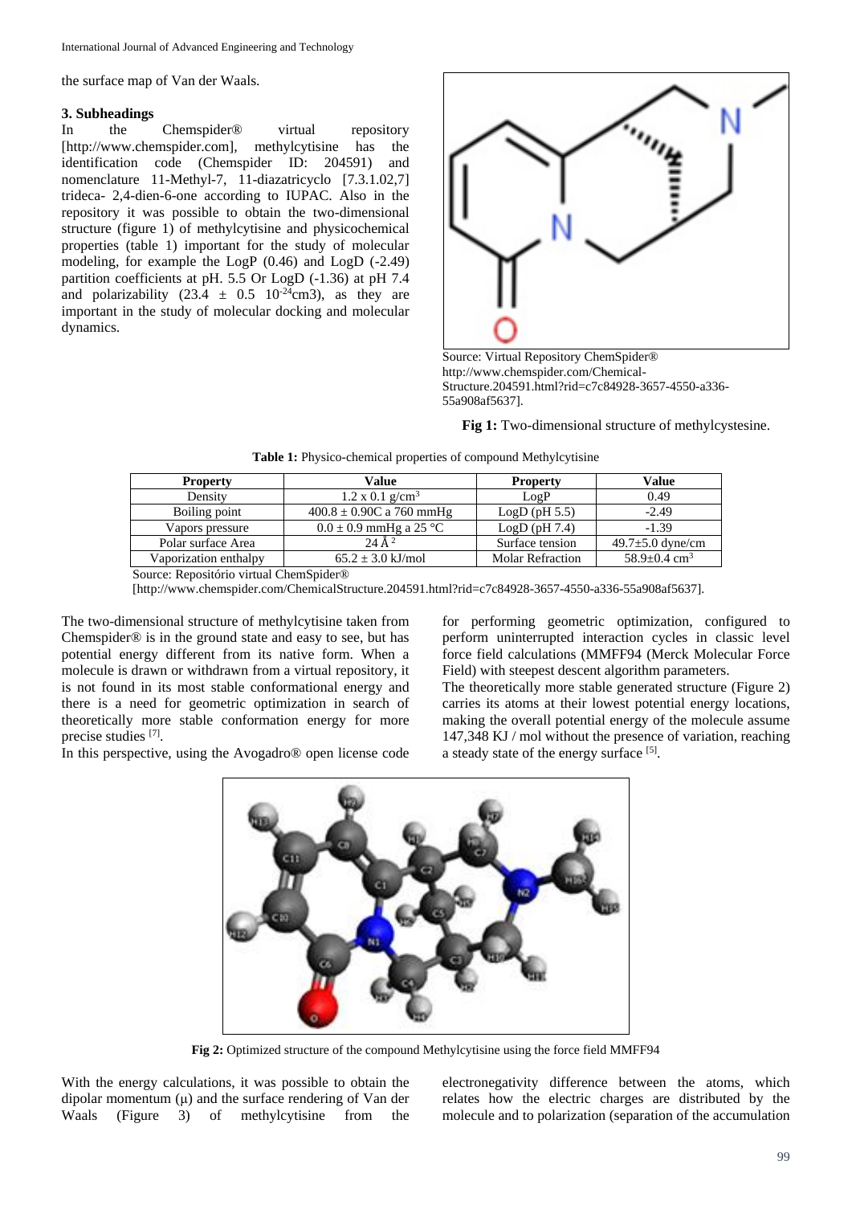the surface map of Van der Waals.

### 3. Subheadings

In the Chemspider® virtual repository [http://www.chemspider.com], methylcytisine has the identification code (Chemspider ID: 204591) and nomenclature 11-Methyl-7, 11-diazatricyclo [7.3.1.02,7] trideca- 2,4-dien-6-one according to IUPAC. Also in the repository it was possible to obtain the two-dimensional structure (figure 1) of methylcytisine and physicochemical properties (table 1) important for the study of molecular modeling, for example the LogP (0.46) and LogD (-2.49) partition coefficients at pH. 5.5 Or LogD (-1.36) at pH 7.4 and polarizability (23.4 ± 0.5 $10^{-24}$cm3), as they are important in the study of molecular docking and molecular dynamics.

Source: Virtual Repository ChemSpider® http://www.chemspider.com/Chemical-Structure.204591.html?rid=c7c84928-3657-4550-a336-55a908af5637].

**Fig 1:** Two-dimensional structure of methylcystesine.

**Table 1:** Physico-chemical properties of compound Methylcytisine

| Property | Value | Property | Value |
|---|---|---|---|
| Density | 1.2 x 0.1 g/cm³ | LogP | 0.49 |
| Boiling point | 400.8 ± 0.90C a 760 mmHg | LogD (pH 5.5) | -2.49 |
| Vapors pressure | 0.0 ± 0.9 mmHg a 25 °C | LogD (pH 7.4) | -1.39 |
| Polar surface Area | 24 Å ² | Surface tension | 49.7±5.0 dyne/cm |
| Vaporization enthalpy | 65.2 ± 3.0 kJ/mol | Molar Refraction | 58.9±0.4 cm³ |

Source: Repositório virtual ChemSpider®
[http://www.chemspider.com/ChemicalStructure.204591.html?rid=c7c84928-3657-4550-a336-55a908af5637].

The two-dimensional structure of methylcytisine taken from Chemspider® is in the ground state and easy to see, but has potential energy different from its native form. When a molecule is drawn or withdrawn from a virtual repository, it is not found in its most stable conformational energy and there is a need for geometric optimization in search of theoretically more stable conformation energy for more precise studies [7].

In this perspective, using the Avogadro® open license code for performing geometric optimization, configured to perform uninterrupted interaction cycles in classic level force field calculations (MMFF94 (Merck Molecular Force Field) with steepest descent algorithm parameters.

The theoretically more stable generated structure (Figure 2) carries its atoms at their lowest potential energy locations, making the overall potential energy of the molecule assume 147,348 KJ / mol without the presence of variation, reaching a steady state of the energy surface [5].

**Fig 2:** Optimized structure of the compound Methylcytisine using the force field MMFF94

With the energy calculations, it was possible to obtain the dipolar momentum (μ) and the surface rendering of Van der Waals (Figure 3) of methylcytisine from the electronegativity difference between the atoms, which relates how the electric charges are distributed by the molecule and to polarization (separation of the accumulation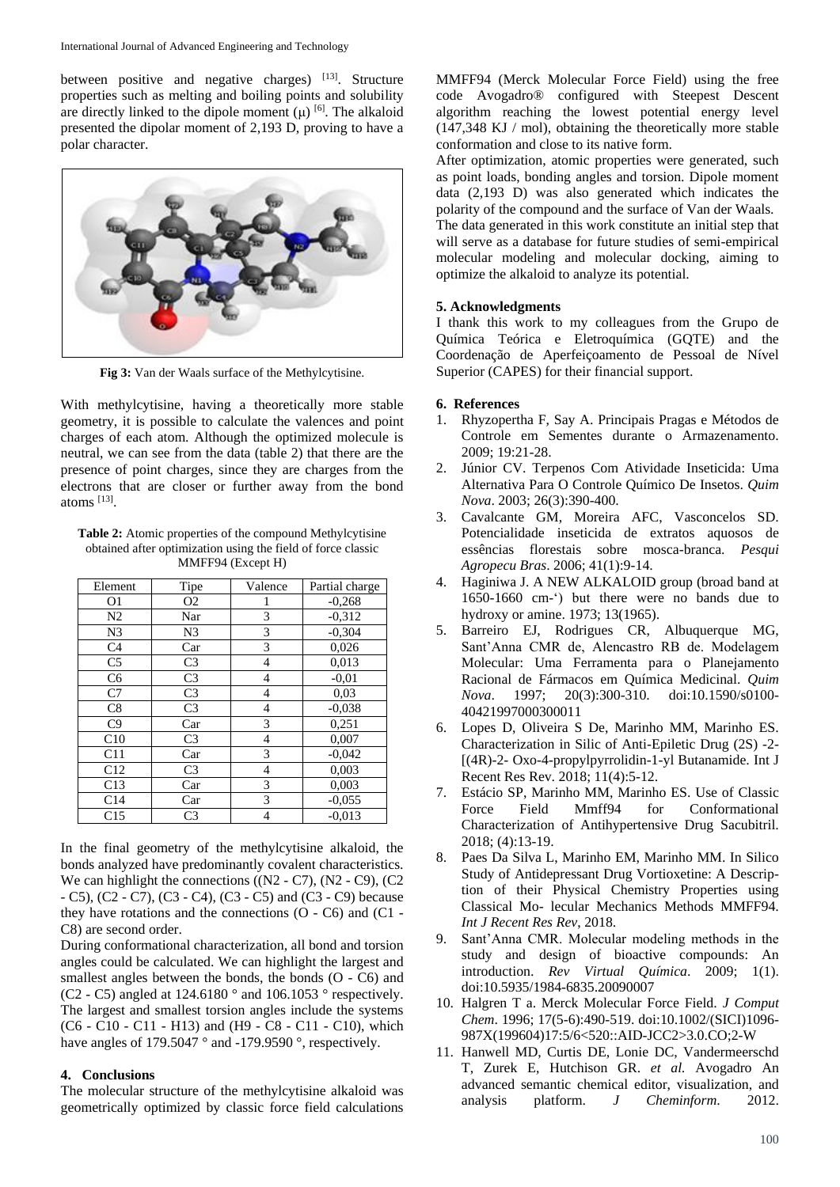between positive and negative charges) [13]. Structure properties such as melting and boiling points and solubility are directly linked to the dipole moment (μ) [6]. The alkaloid presented the dipolar moment of 2,193 D, proving to have a polar character.

**Fig 3:** Van der Waals surface of the Methylcytisine.

With methylcytisine, having a theoretically more stable geometry, it is possible to calculate the valences and point charges of each atom. Although the optimized molecule is neutral, we can see from the data (table 2) that there are the presence of point charges, since they are charges from the electrons that are closer or further away from the bond atoms [13].

**Table 2:** Atomic properties of the compound Methylcytisine obtained after optimization using the field of force classic MMFF94 (Except H)

| Element | Tipe | Valence | Partial charge |
|---|---|---|---|
| O1 | O2 | 1 | -0,268 |
| N2 | Nar | 3 | -0,312 |
| N3 | N3 | 3 | -0,304 |
| C4 | Car | 3 | 0,026 |
| C5 | C3 | 4 | 0,013 |
| C6 | C3 | 4 | -0,01 |
| C7 | C3 | 4 | 0,03 |
| C8 | C3 | 4 | -0,038 |
| C9 | Car | 3 | 0,251 |
| C10 | C3 | 4 | 0,007 |
| C11 | Car | 3 | -0,042 |
| C12 | C3 | 4 | 0,003 |
| C13 | Car | 3 | 0,003 |
| C14 | Car | 3 | -0,055 |
| C15 | C3 | 4 | -0,013 |

In the final geometry of the methylcytisine alkaloid, the bonds analyzed have predominantly covalent characteristics. We can highlight the connections ((N2 - C7), (N2 - C9), (C2 - C5), (C2 - C7), (C3 - C4), (C3 - C5) and (C3 - C9) because they have rotations and the connections (O - C6) and (C1 - C8) are second order.

During conformational characterization, all bond and torsion angles could be calculated. We can highlight the largest and smallest angles between the bonds, the bonds (O - C6) and (C2 - C5) angled at 124.6180 ° and 106.1053 ° respectively. The largest and smallest torsion angles include the systems (C6 - C10 - C11 - H13) and (H9 - C8 - C11 - C10), which have angles of 179.5047 ° and -179.9590 °, respectively.

## 4. Conclusions

The molecular structure of the methylcytisine alkaloid was geometrically optimized by classic force field calculations MMFF94 (Merck Molecular Force Field) using the free code Avogadro® configured with Steepest Descent algorithm reaching the lowest potential energy level (147,348 KJ / mol), obtaining the theoretically more stable conformation and close to its native form.

After optimization, atomic properties were generated, such as point loads, bonding angles and torsion. Dipole moment data (2,193 D) was also generated which indicates the polarity of the compound and the surface of Van der Waals.

The data generated in this work constitute an initial step that will serve as a database for future studies of semi-empirical molecular modeling and molecular docking, aiming to optimize the alkaloid to analyze its potential.

## 5. Acknowledgments

I thank this work to my colleagues from the Grupo de Química Teórica e Eletroquímica (GQTE) and the Coordenação de Aperfeiçoamento de Pessoal de Nível Superior (CAPES) for their financial support.

## 6. References

1. Rhyzopertha F, Say A. Principais Pragas e Métodos de Controle em Sementes durante o Armazenamento. 2009; 19:21-28.
2. Júnior CV. Terpenos Com Atividade Inseticida: Uma Alternativa Para O Controle Químico De Insetos. *Quim Nova*. 2003; 26(3):390-400.
3. Cavalcante GM, Moreira AFC, Vasconcelos SD. Potencialidade inseticida de extratos aquosos de essências florestais sobre mosca-branca. *Pesqui Agropecu Bras*. 2006; 41(1):9-14.
4. Haginiwa J. A NEW ALKALOID group (broad band at 1650-1660 cm-') but there were no bands due to hydroxy or amine. 1973; 13(1965).
5. Barreiro EJ, Rodrigues CR, Albuquerque MG, Sant'Anna CMR de, Alencastro RB de. Modelagem Molecular: Uma Ferramenta para o Planejamento Racional de Fármacos em Química Medicinal. *Quim Nova*. 1997; 20(3):300-310. doi:10.1590/s0100-40421997000300011
6. Lopes D, Oliveira S De, Marinho MM, Marinho ES. Characterization in Silic of Anti-Epiletic Drug (2S) -2-[(4R)-2- Oxo-4-propylpyrrolidin-1-yl Butanamide. Int J Recent Res Rev. 2018; 11(4):5-12.
7. Estácio SP, Marinho MM, Marinho ES. Use of Classic Force Field Mmff94 for Conformational Characterization of Antihypertensive Drug Sacubitril. 2018; (4):13-19.
8. Paes Da Silva L, Marinho EM, Marinho MM. In Silico Study of Antidepressant Drug Vortioxetine: A Description of their Physical Chemistry Properties using Classical Mo- lecular Mechanics Methods MMFF94. *Int J Recent Res Rev*, 2018.
9. Sant'Anna CMR. Molecular modeling methods in the study and design of bioactive compounds: An introduction. *Rev Virtual Química*. 2009; 1(1). doi:10.5935/1984-6835.20090007
10. Halgren T a. Merck Molecular Force Field. *J Comput Chem*. 1996; 17(5-6):490-519. doi:10.1002/(SICI)1096-987X(199604)17:5/6<520::AID-JCC2>3.0.CO;2-W
11. Hanwell MD, Curtis DE, Lonie DC, Vandermeerschd T, Zurek E, Hutchison GR. *et al.* Avogadro An advanced semantic chemical editor, visualization, and analysis platform. *J Cheminform*. 2012.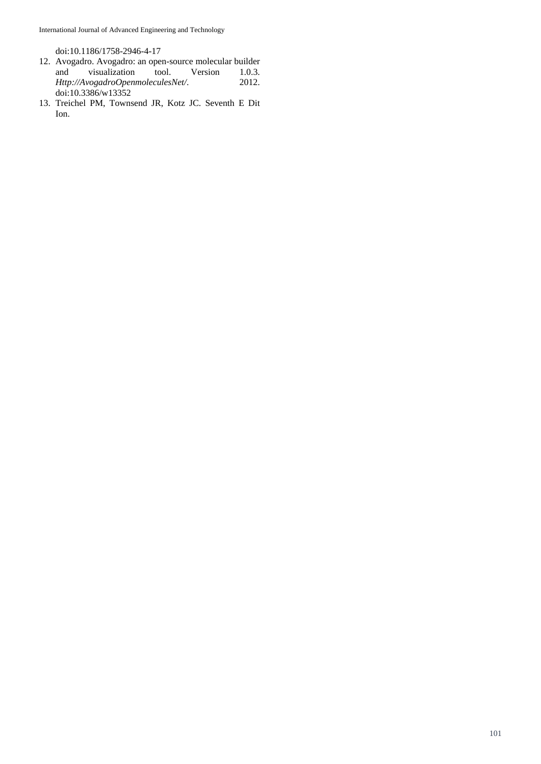doi:10.1186/1758-2946-4-17

12. Avogadro. Avogadro: an open-source molecular builder and visualization tool. Version 1.0.3. *Http://AvogadroOpenmoleculesNet/*. 2012. doi:10.3386/w13352
13. Treichel PM, Townsend JR, Kotz JC. Seventh E Dit Ion.